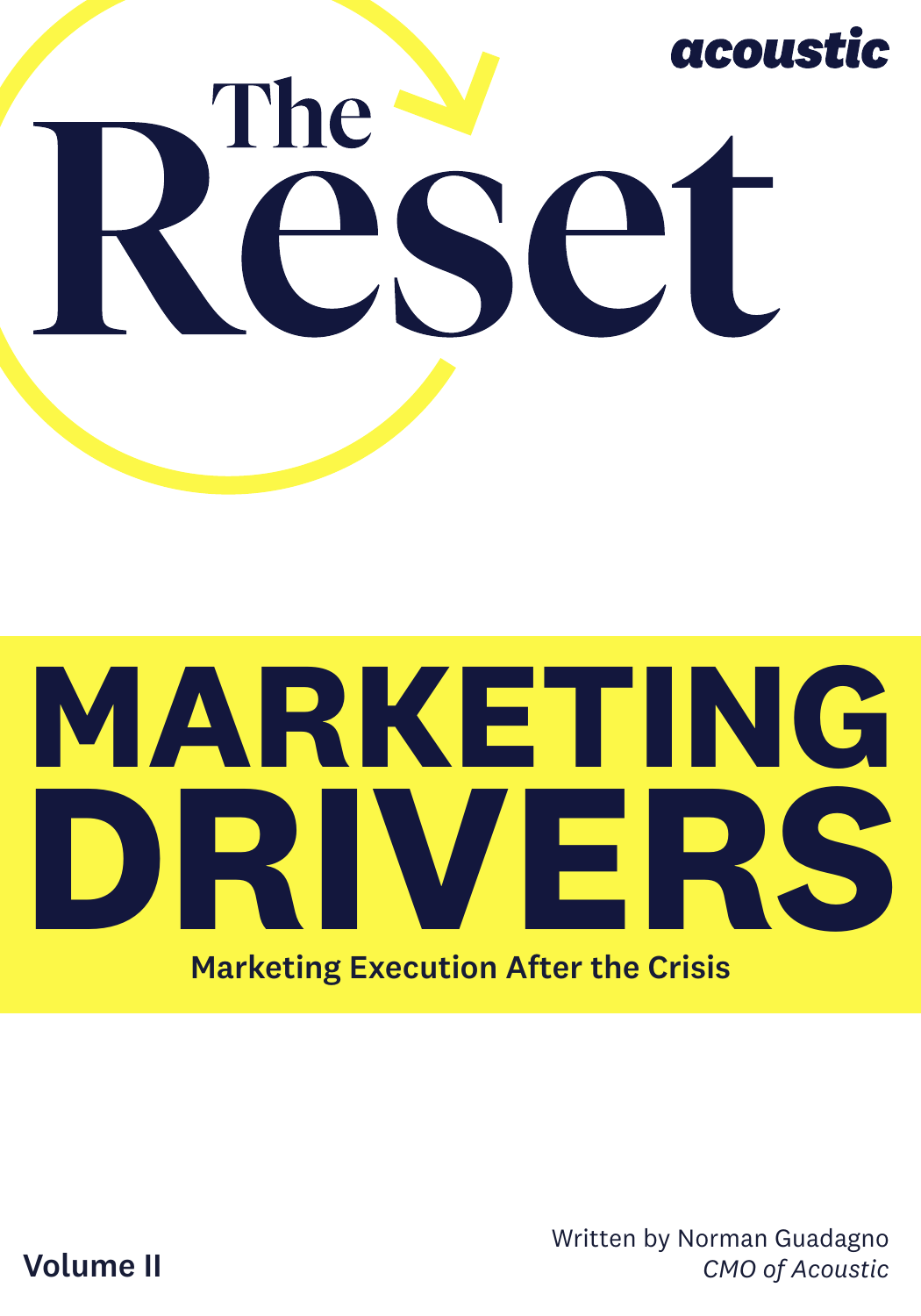acoustic

# The Reset

# MARKETING DRIVERS

**Marketing Execution After the Crisis**

**Volume II**

Written by Norman Guadagno
*CMO of Acoustic*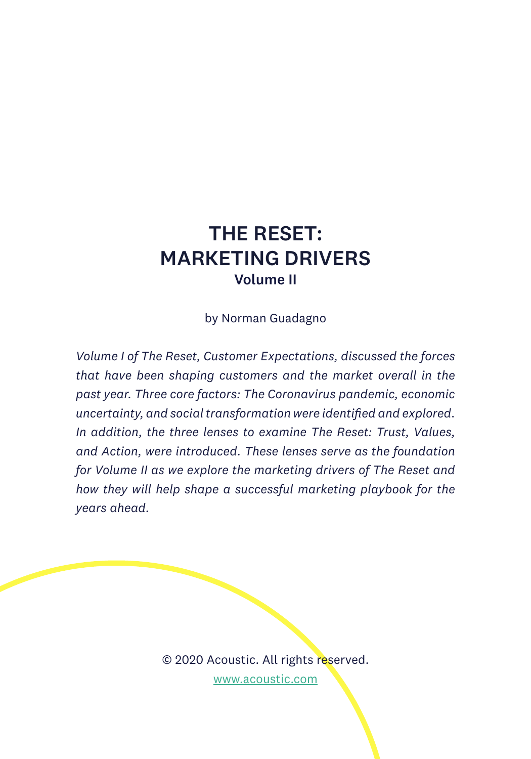# THE RESET: MARKETING DRIVERS

**Volume II**

by Norman Guadagno

*Volume I of The Reset, Customer Expectations, discussed the forces that have been shaping customers and the market overall in the past year. Three core factors: The Coronavirus pandemic, economic uncertainty, and social transformation were identified and explored. In addition, the three lenses to examine The Reset: Trust, Values, and Action, were introduced. These lenses serve as the foundation for Volume II as we explore the marketing drivers of The Reset and how they will help shape a successful marketing playbook for the years ahead.*

© 2020 Acoustic. All rights reserved.

www.acoustic.com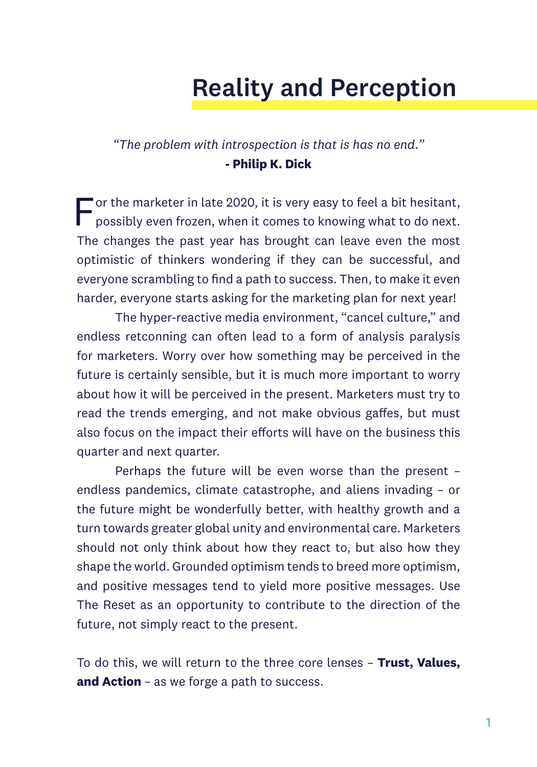# Reality and Perception

*"The problem with introspection is that is has no end."*
**- Philip K. Dick**

For the marketer in late 2020, it is very easy to feel a bit hesitant, possibly even frozen, when it comes to knowing what to do next. The changes the past year has brought can leave even the most optimistic of thinkers wondering if they can be successful, and everyone scrambling to find a path to success. Then, to make it even harder, everyone starts asking for the marketing plan for next year!

The hyper-reactive media environment, "cancel culture," and endless retconning can often lead to a form of analysis paralysis for marketers. Worry over how something may be perceived in the future is certainly sensible, but it is much more important to worry about how it will be perceived in the present. Marketers must try to read the trends emerging, and not make obvious gaffes, but must also focus on the impact their efforts will have on the business this quarter and next quarter.

Perhaps the future will be even worse than the present – endless pandemics, climate catastrophe, and aliens invading – or the future might be wonderfully better, with healthy growth and a turn towards greater global unity and environmental care. Marketers should not only think about how they react to, but also how they shape the world. Grounded optimism tends to breed more optimism, and positive messages tend to yield more positive messages. Use The Reset as an opportunity to contribute to the direction of the future, not simply react to the present.

To do this, we will return to the three core lenses – **Trust, Values, and Action** – as we forge a path to success.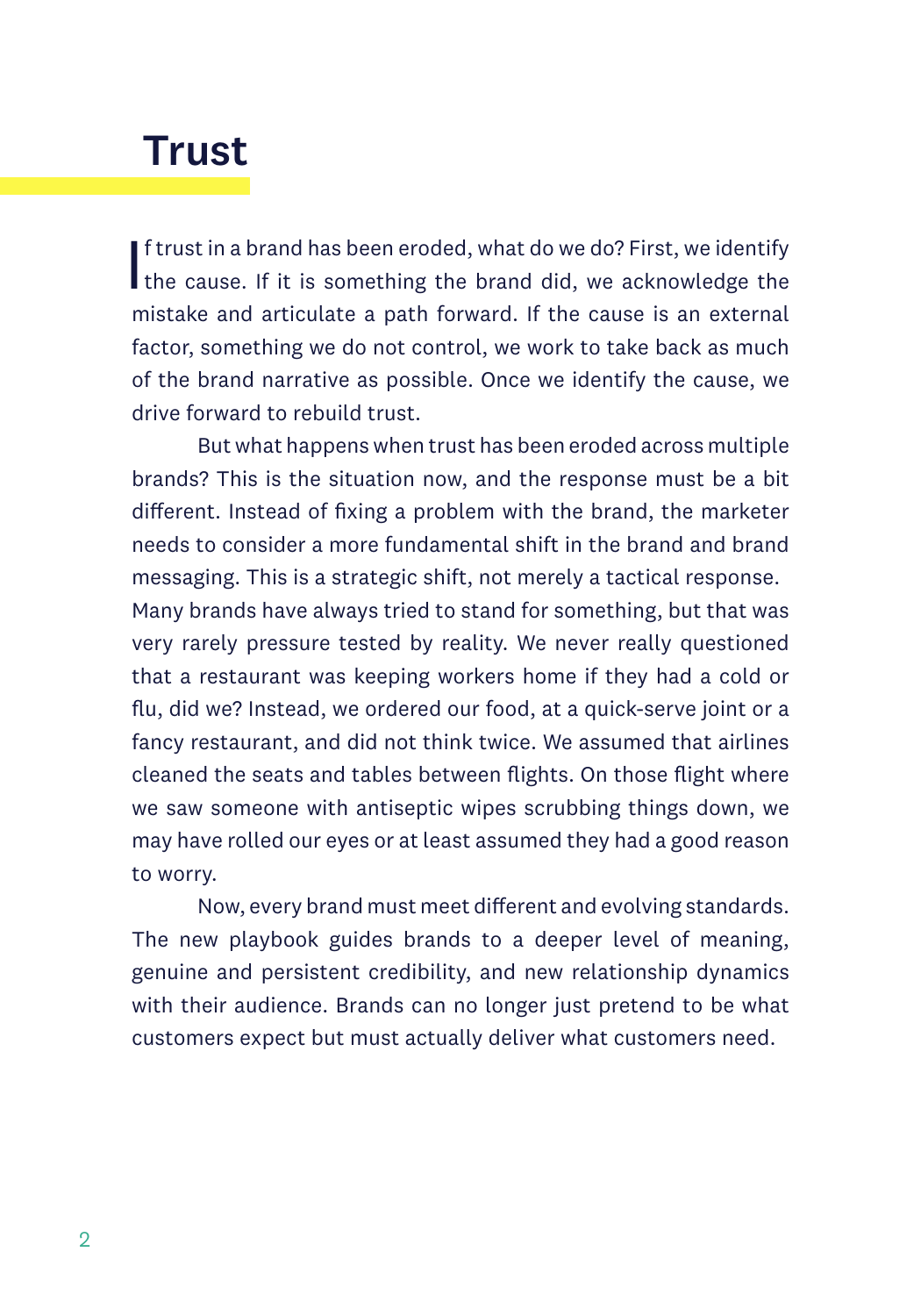# Trust

If trust in a brand has been eroded, what do we do? First, we identify the cause. If it is something the brand did, we acknowledge the mistake and articulate a path forward. If the cause is an external factor, something we do not control, we work to take back as much of the brand narrative as possible. Once we identify the cause, we drive forward to rebuild trust.

But what happens when trust has been eroded across multiple brands? This is the situation now, and the response must be a bit different. Instead of fixing a problem with the brand, the marketer needs to consider a more fundamental shift in the brand and brand messaging. This is a strategic shift, not merely a tactical response. Many brands have always tried to stand for something, but that was very rarely pressure tested by reality. We never really questioned that a restaurant was keeping workers home if they had a cold or flu, did we? Instead, we ordered our food, at a quick-serve joint or a fancy restaurant, and did not think twice. We assumed that airlines cleaned the seats and tables between flights. On those flight where we saw someone with antiseptic wipes scrubbing things down, we may have rolled our eyes or at least assumed they had a good reason to worry.

Now, every brand must meet different and evolving standards. The new playbook guides brands to a deeper level of meaning, genuine and persistent credibility, and new relationship dynamics with their audience. Brands can no longer just pretend to be what customers expect but must actually deliver what customers need.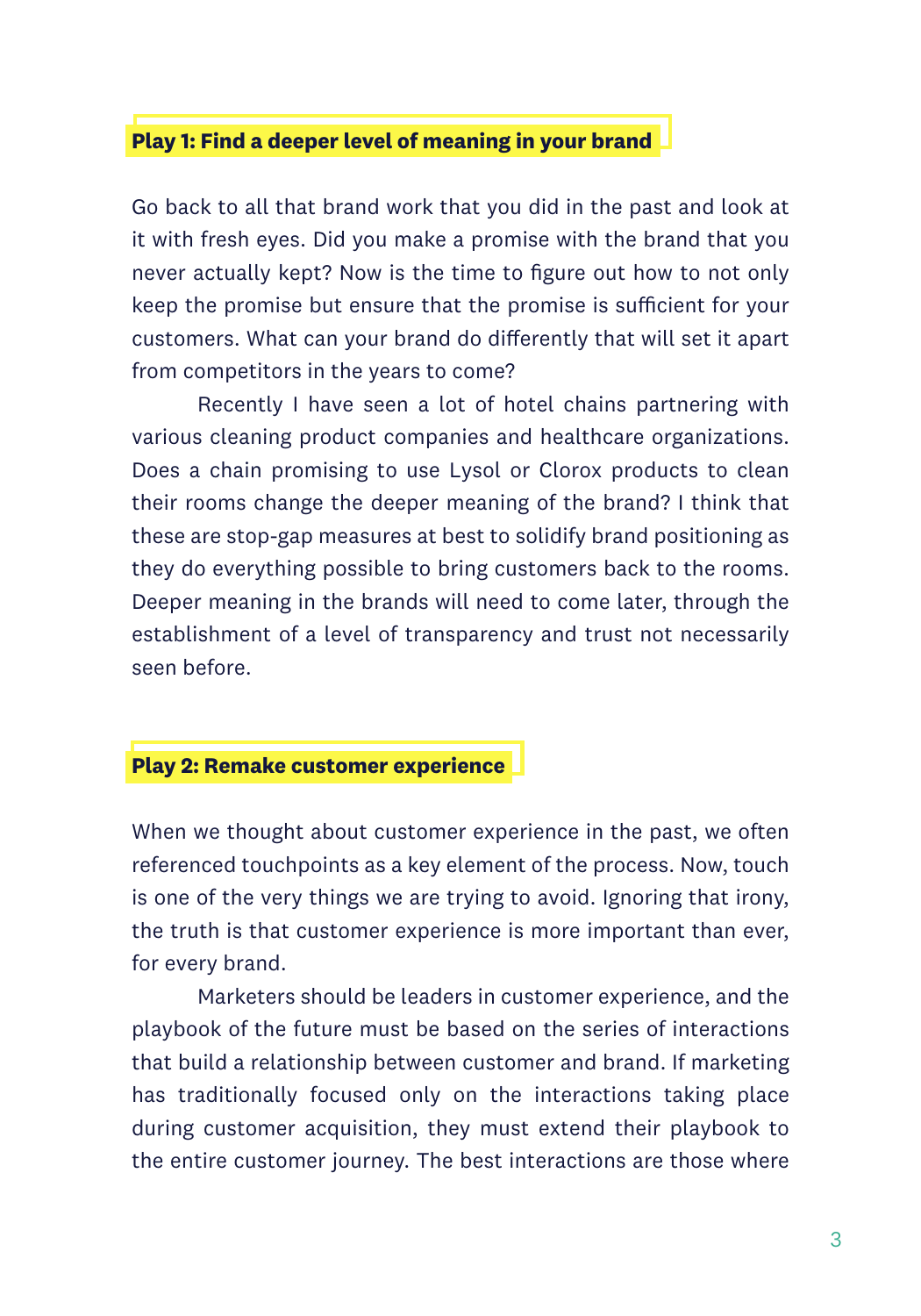### Play 1: Find a deeper level of meaning in your brand

Go back to all that brand work that you did in the past and look at it with fresh eyes. Did you make a promise with the brand that you never actually kept? Now is the time to figure out how to not only keep the promise but ensure that the promise is sufficient for your customers. What can your brand do differently that will set it apart from competitors in the years to come?

Recently I have seen a lot of hotel chains partnering with various cleaning product companies and healthcare organizations. Does a chain promising to use Lysol or Clorox products to clean their rooms change the deeper meaning of the brand? I think that these are stop-gap measures at best to solidify brand positioning as they do everything possible to bring customers back to the rooms. Deeper meaning in the brands will need to come later, through the establishment of a level of transparency and trust not necessarily seen before.

### Play 2: Remake customer experience

When we thought about customer experience in the past, we often referenced touchpoints as a key element of the process. Now, touch is one of the very things we are trying to avoid. Ignoring that irony, the truth is that customer experience is more important than ever, for every brand.

Marketers should be leaders in customer experience, and the playbook of the future must be based on the series of interactions that build a relationship between customer and brand. If marketing has traditionally focused only on the interactions taking place during customer acquisition, they must extend their playbook to the entire customer journey. The best interactions are those where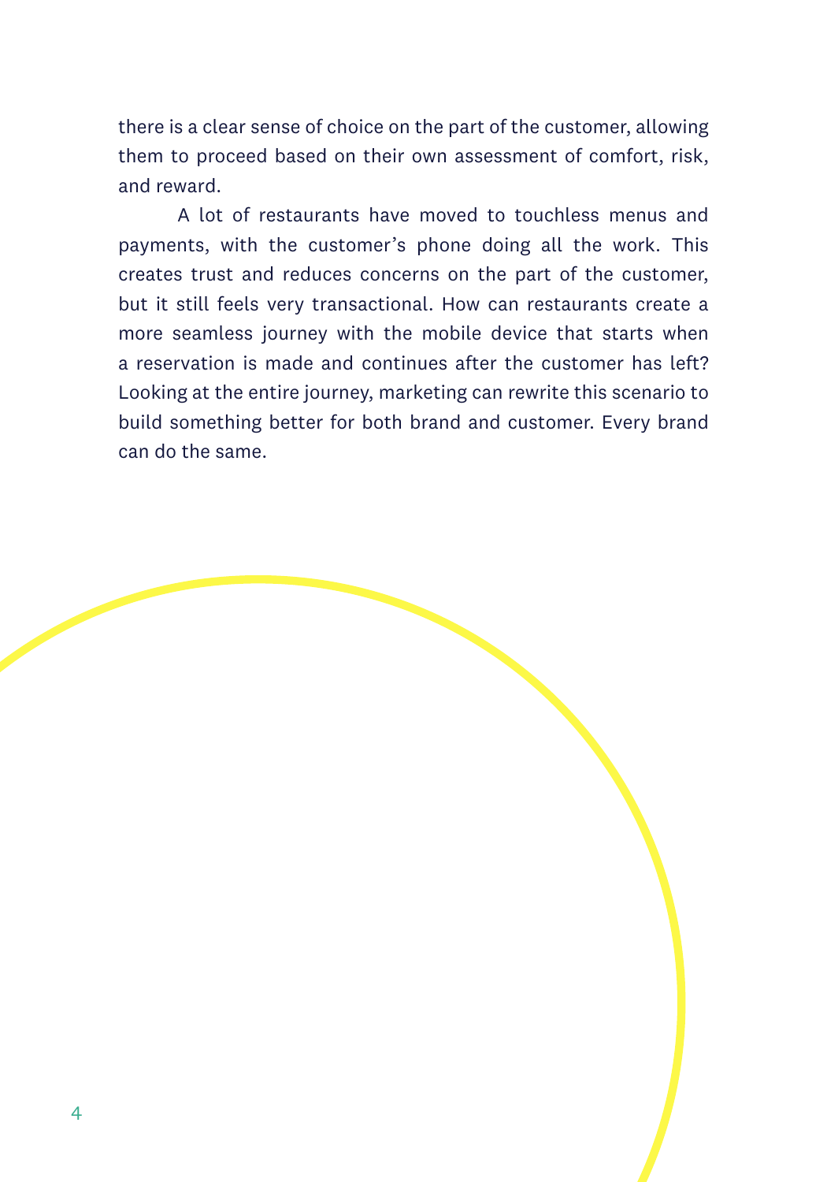there is a clear sense of choice on the part of the customer, allowing them to proceed based on their own assessment of comfort, risk, and reward.

A lot of restaurants have moved to touchless menus and payments, with the customer's phone doing all the work. This creates trust and reduces concerns on the part of the customer, but it still feels very transactional. How can restaurants create a more seamless journey with the mobile device that starts when a reservation is made and continues after the customer has left? Looking at the entire journey, marketing can rewrite this scenario to build something better for both brand and customer. Every brand can do the same.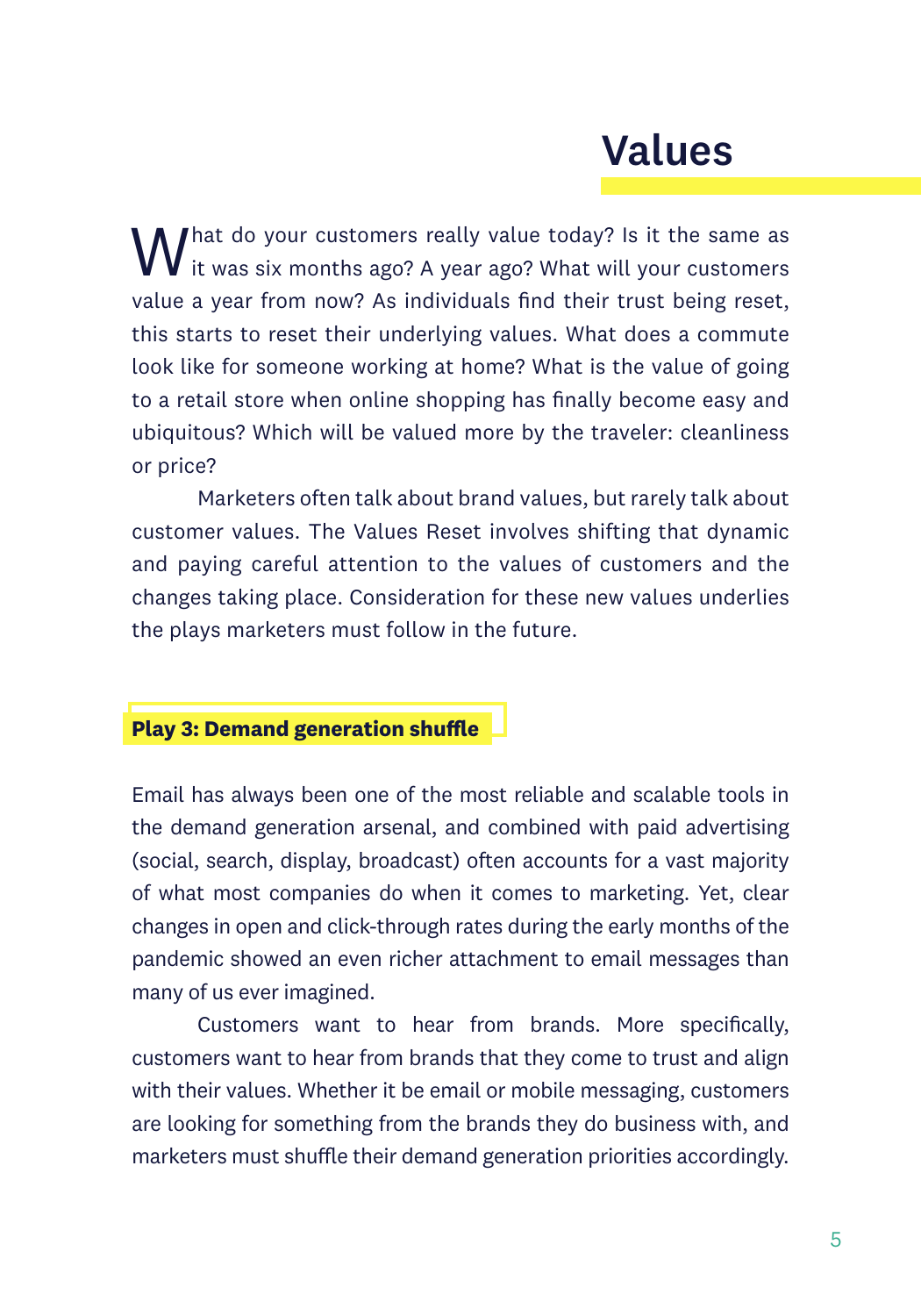# Values

What do your customers really value today? Is it the same as it was six months ago? A year ago? What will your customers value a year from now? As individuals find their trust being reset, this starts to reset their underlying values. What does a commute look like for someone working at home? What is the value of going to a retail store when online shopping has finally become easy and ubiquitous? Which will be valued more by the traveler: cleanliness or price?

Marketers often talk about brand values, but rarely talk about customer values. The Values Reset involves shifting that dynamic and paying careful attention to the values of customers and the changes taking place. Consideration for these new values underlies the plays marketers must follow in the future.

## Play 3: Demand generation shuffle

Email has always been one of the most reliable and scalable tools in the demand generation arsenal, and combined with paid advertising (social, search, display, broadcast) often accounts for a vast majority of what most companies do when it comes to marketing. Yet, clear changes in open and click-through rates during the early months of the pandemic showed an even richer attachment to email messages than many of us ever imagined.

Customers want to hear from brands. More specifically, customers want to hear from brands that they come to trust and align with their values. Whether it be email or mobile messaging, customers are looking for something from the brands they do business with, and marketers must shuffle their demand generation priorities accordingly.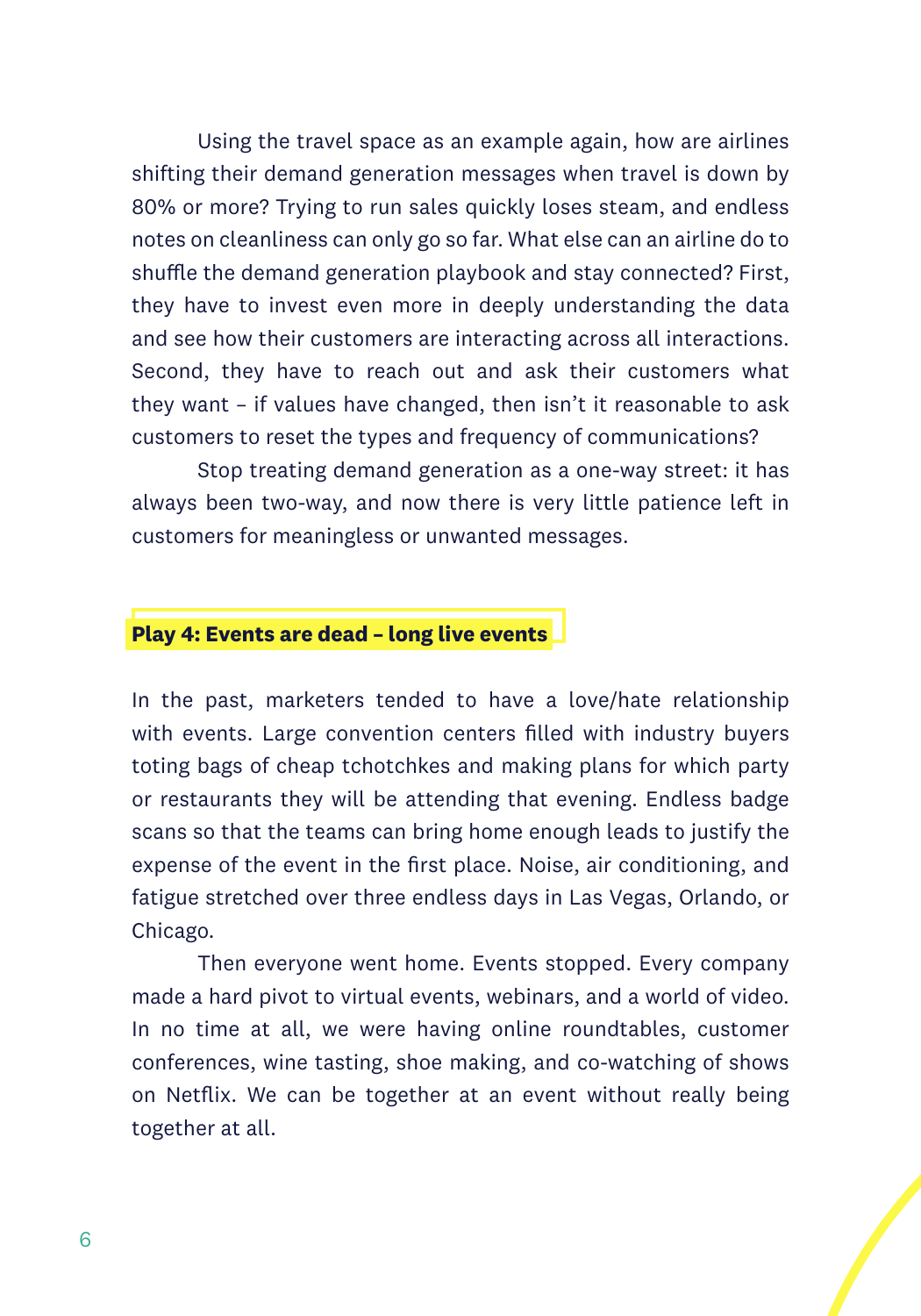Using the travel space as an example again, how are airlines shifting their demand generation messages when travel is down by 80% or more? Trying to run sales quickly loses steam, and endless notes on cleanliness can only go so far. What else can an airline do to shuffle the demand generation playbook and stay connected? First, they have to invest even more in deeply understanding the data and see how their customers are interacting across all interactions. Second, they have to reach out and ask their customers what they want – if values have changed, then isn't it reasonable to ask customers to reset the types and frequency of communications?

Stop treating demand generation as a one-way street: it has always been two-way, and now there is very little patience left in customers for meaningless or unwanted messages.

## Play 4: Events are dead – long live events

In the past, marketers tended to have a love/hate relationship with events. Large convention centers filled with industry buyers toting bags of cheap tchotchkes and making plans for which party or restaurants they will be attending that evening. Endless badge scans so that the teams can bring home enough leads to justify the expense of the event in the first place. Noise, air conditioning, and fatigue stretched over three endless days in Las Vegas, Orlando, or Chicago.

Then everyone went home. Events stopped. Every company made a hard pivot to virtual events, webinars, and a world of video. In no time at all, we were having online roundtables, customer conferences, wine tasting, shoe making, and co-watching of shows on Netflix. We can be together at an event without really being together at all.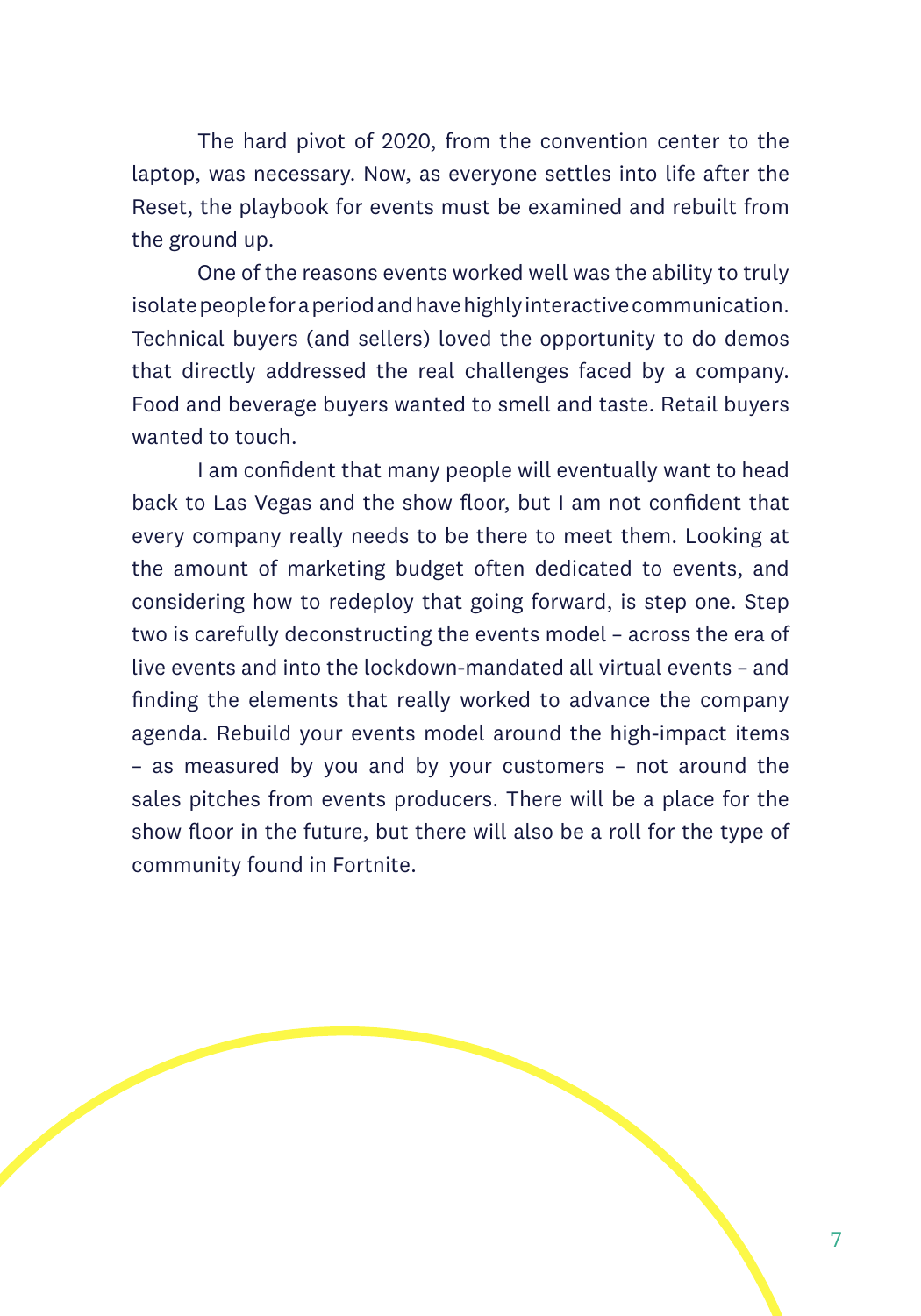The hard pivot of 2020, from the convention center to the laptop, was necessary. Now, as everyone settles into life after the Reset, the playbook for events must be examined and rebuilt from the ground up.

One of the reasons events worked well was the ability to truly isolate people for a period and have highly interactive communication. Technical buyers (and sellers) loved the opportunity to do demos that directly addressed the real challenges faced by a company. Food and beverage buyers wanted to smell and taste. Retail buyers wanted to touch.

I am confident that many people will eventually want to head back to Las Vegas and the show floor, but I am not confident that every company really needs to be there to meet them. Looking at the amount of marketing budget often dedicated to events, and considering how to redeploy that going forward, is step one. Step two is carefully deconstructing the events model – across the era of live events and into the lockdown-mandated all virtual events – and finding the elements that really worked to advance the company agenda. Rebuild your events model around the high-impact items – as measured by you and by your customers – not around the sales pitches from events producers. There will be a place for the show floor in the future, but there will also be a roll for the type of community found in Fortnite.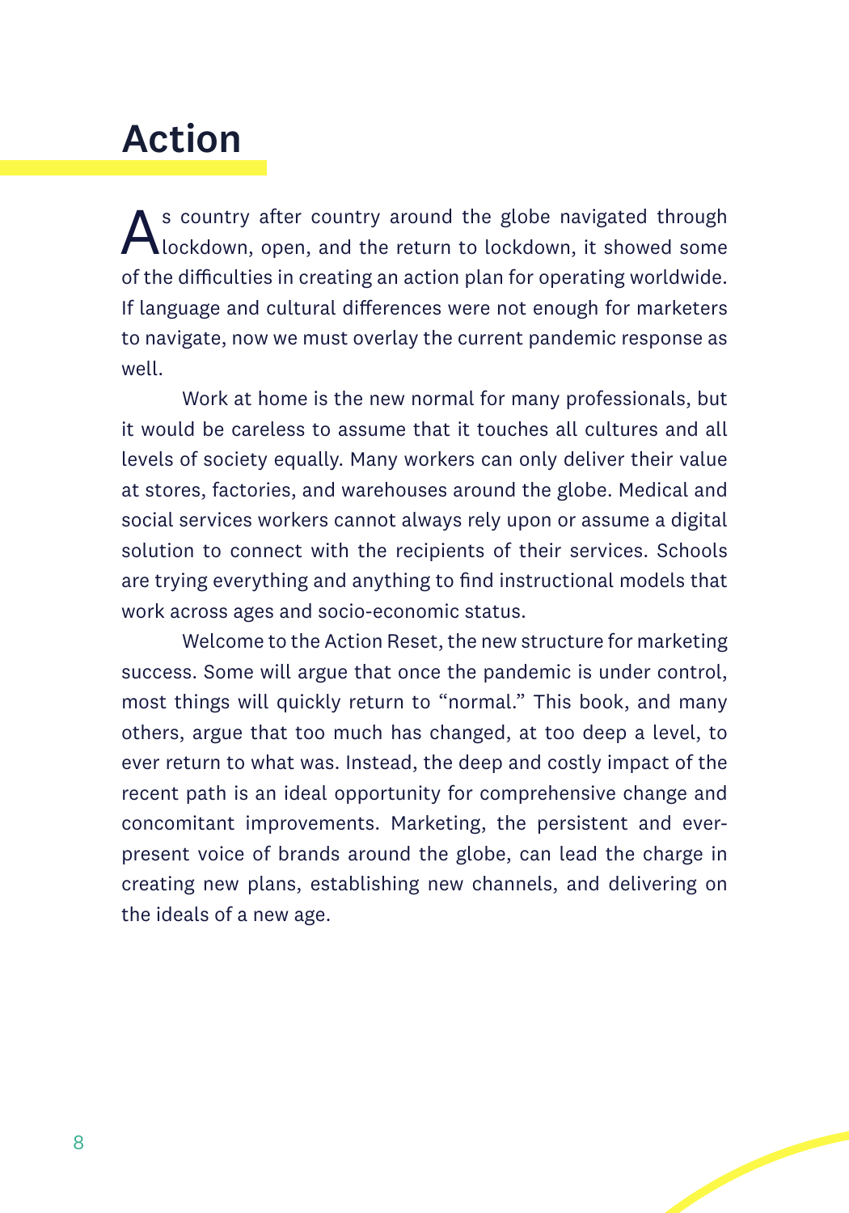# Action

As country after country around the globe navigated through lockdown, open, and the return to lockdown, it showed some of the difficulties in creating an action plan for operating worldwide. If language and cultural differences were not enough for marketers to navigate, now we must overlay the current pandemic response as well.

Work at home is the new normal for many professionals, but it would be careless to assume that it touches all cultures and all levels of society equally. Many workers can only deliver their value at stores, factories, and warehouses around the globe. Medical and social services workers cannot always rely upon or assume a digital solution to connect with the recipients of their services. Schools are trying everything and anything to find instructional models that work across ages and socio-economic status.

Welcome to the Action Reset, the new structure for marketing success. Some will argue that once the pandemic is under control, most things will quickly return to "normal." This book, and many others, argue that too much has changed, at too deep a level, to ever return to what was. Instead, the deep and costly impact of the recent path is an ideal opportunity for comprehensive change and concomitant improvements. Marketing, the persistent and ever-present voice of brands around the globe, can lead the charge in creating new plans, establishing new channels, and delivering on the ideals of a new age.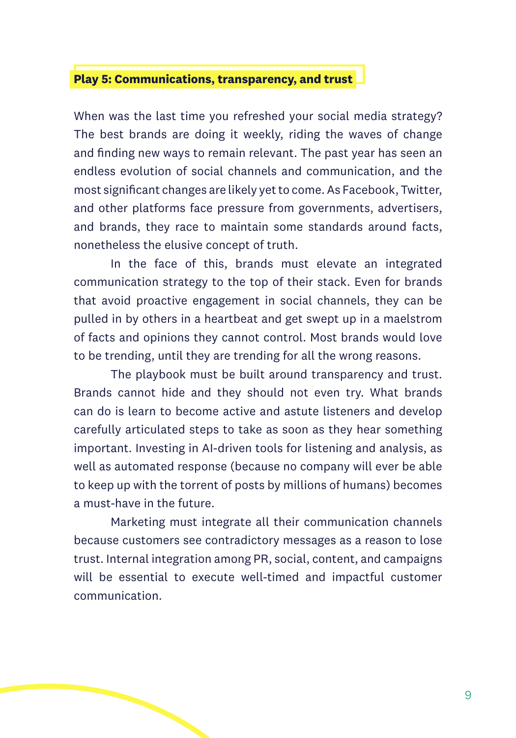## Play 5: Communications, transparency, and trust

When was the last time you refreshed your social media strategy? The best brands are doing it weekly, riding the waves of change and finding new ways to remain relevant. The past year has seen an endless evolution of social channels and communication, and the most significant changes are likely yet to come. As Facebook, Twitter, and other platforms face pressure from governments, advertisers, and brands, they race to maintain some standards around facts, nonetheless the elusive concept of truth.

In the face of this, brands must elevate an integrated communication strategy to the top of their stack. Even for brands that avoid proactive engagement in social channels, they can be pulled in by others in a heartbeat and get swept up in a maelstrom of facts and opinions they cannot control. Most brands would love to be trending, until they are trending for all the wrong reasons.

The playbook must be built around transparency and trust. Brands cannot hide and they should not even try. What brands can do is learn to become active and astute listeners and develop carefully articulated steps to take as soon as they hear something important. Investing in AI-driven tools for listening and analysis, as well as automated response (because no company will ever be able to keep up with the torrent of posts by millions of humans) becomes a must-have in the future.

Marketing must integrate all their communication channels because customers see contradictory messages as a reason to lose trust. Internal integration among PR, social, content, and campaigns will be essential to execute well-timed and impactful customer communication.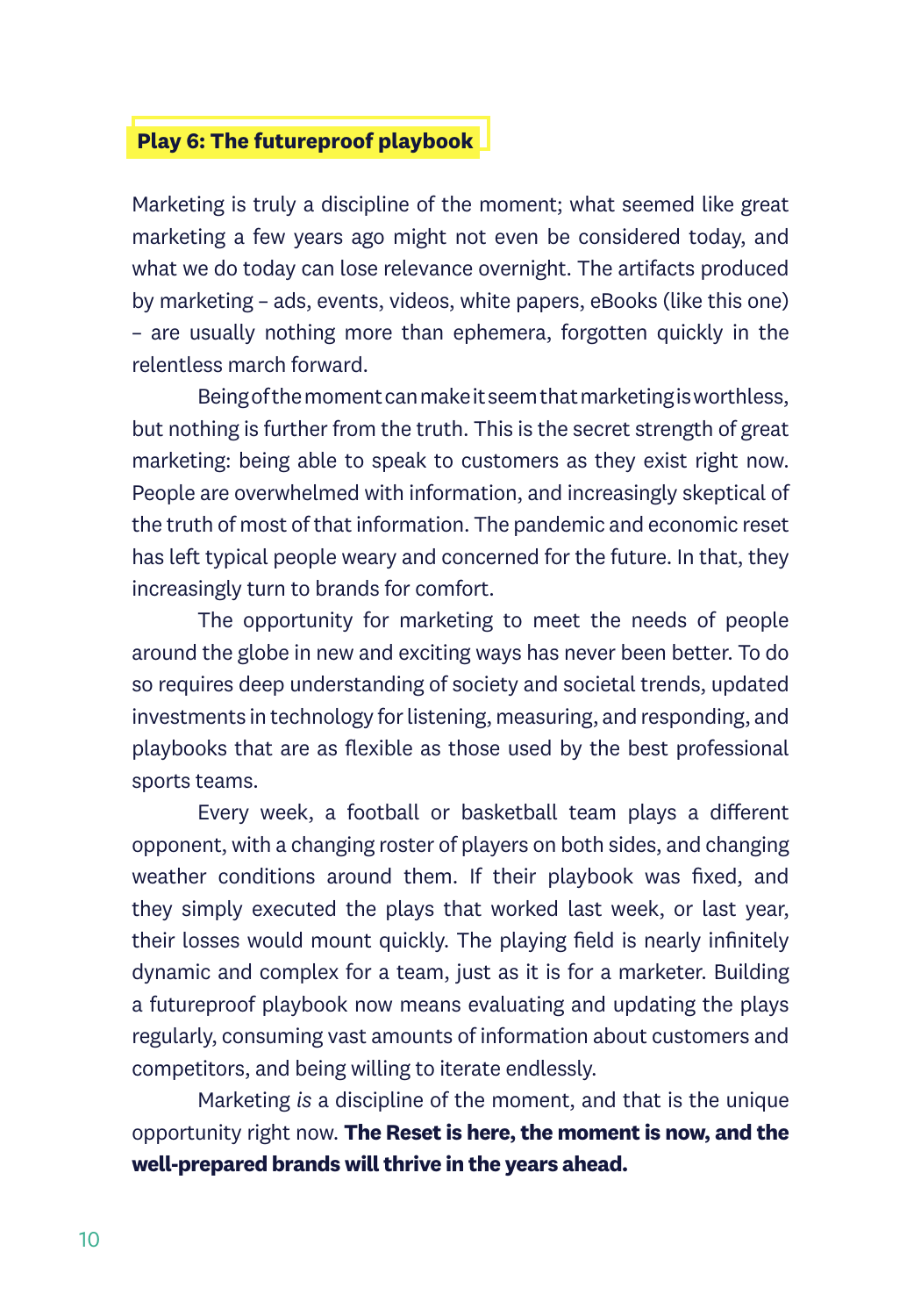## Play 6: The futureproof playbook

Marketing is truly a discipline of the moment; what seemed like great marketing a few years ago might not even be considered today, and what we do today can lose relevance overnight. The artifacts produced by marketing – ads, events, videos, white papers, eBooks (like this one) – are usually nothing more than ephemera, forgotten quickly in the relentless march forward.

Being of the moment can make it seem that marketing is worthless, but nothing is further from the truth. This is the secret strength of great marketing: being able to speak to customers as they exist right now. People are overwhelmed with information, and increasingly skeptical of the truth of most of that information. The pandemic and economic reset has left typical people weary and concerned for the future. In that, they increasingly turn to brands for comfort.

The opportunity for marketing to meet the needs of people around the globe in new and exciting ways has never been better. To do so requires deep understanding of society and societal trends, updated investments in technology for listening, measuring, and responding, and playbooks that are as flexible as those used by the best professional sports teams.

Every week, a football or basketball team plays a different opponent, with a changing roster of players on both sides, and changing weather conditions around them. If their playbook was fixed, and they simply executed the plays that worked last week, or last year, their losses would mount quickly. The playing field is nearly infinitely dynamic and complex for a team, just as it is for a marketer. Building a futureproof playbook now means evaluating and updating the plays regularly, consuming vast amounts of information about customers and competitors, and being willing to iterate endlessly.

Marketing *is* a discipline of the moment, and that is the unique opportunity right now. **The Reset is here, the moment is now, and the well-prepared brands will thrive in the years ahead.**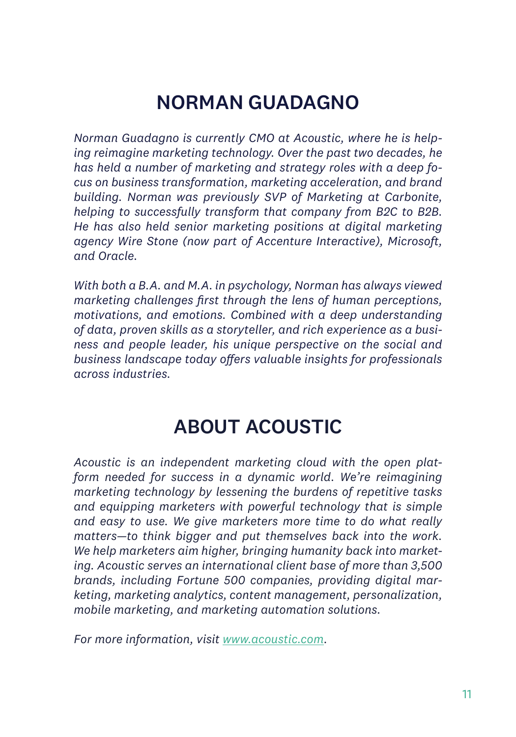## NORMAN GUADAGNO

*Norman Guadagno is currently CMO at Acoustic, where he is helping reimagine marketing technology. Over the past two decades, he has held a number of marketing and strategy roles with a deep focus on business transformation, marketing acceleration, and brand building. Norman was previously SVP of Marketing at Carbonite, helping to successfully transform that company from B2C to B2B. He has also held senior marketing positions at digital marketing agency Wire Stone (now part of Accenture Interactive), Microsoft, and Oracle.*

*With both a B.A. and M.A. in psychology, Norman has always viewed marketing challenges first through the lens of human perceptions, motivations, and emotions. Combined with a deep understanding of data, proven skills as a storyteller, and rich experience as a business and people leader, his unique perspective on the social and business landscape today offers valuable insights for professionals across industries.*

## ABOUT ACOUSTIC

*Acoustic is an independent marketing cloud with the open platform needed for success in a dynamic world. We're reimagining marketing technology by lessening the burdens of repetitive tasks and equipping marketers with powerful technology that is simple and easy to use. We give marketers more time to do what really matters—to think bigger and put themselves back into the work. We help marketers aim higher, bringing humanity back into marketing. Acoustic serves an international client base of more than 3,500 brands, including Fortune 500 companies, providing digital marketing, marketing analytics, content management, personalization, mobile marketing, and marketing automation solutions.*

*For more information, visit [www.acoustic.com](http://www.acoustic.com).*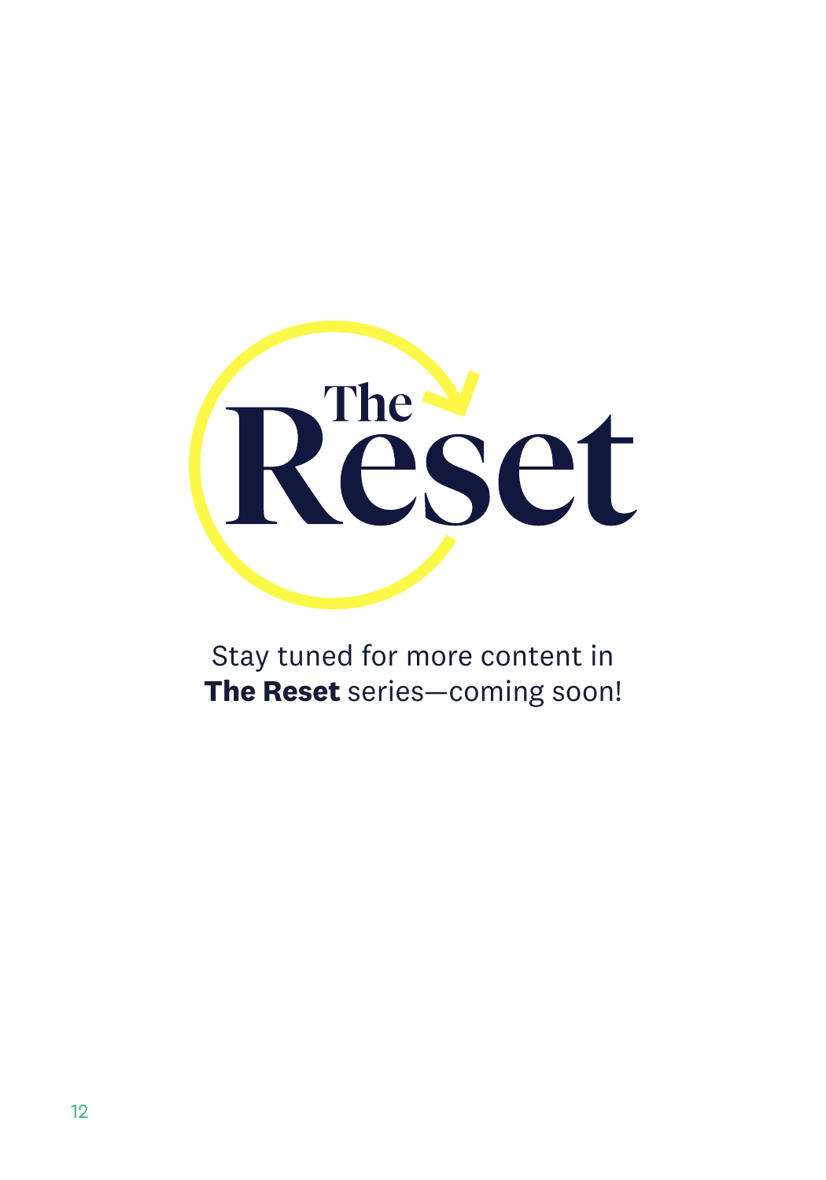# The Reset

Stay tuned for more content in **The Reset** series—coming soon!